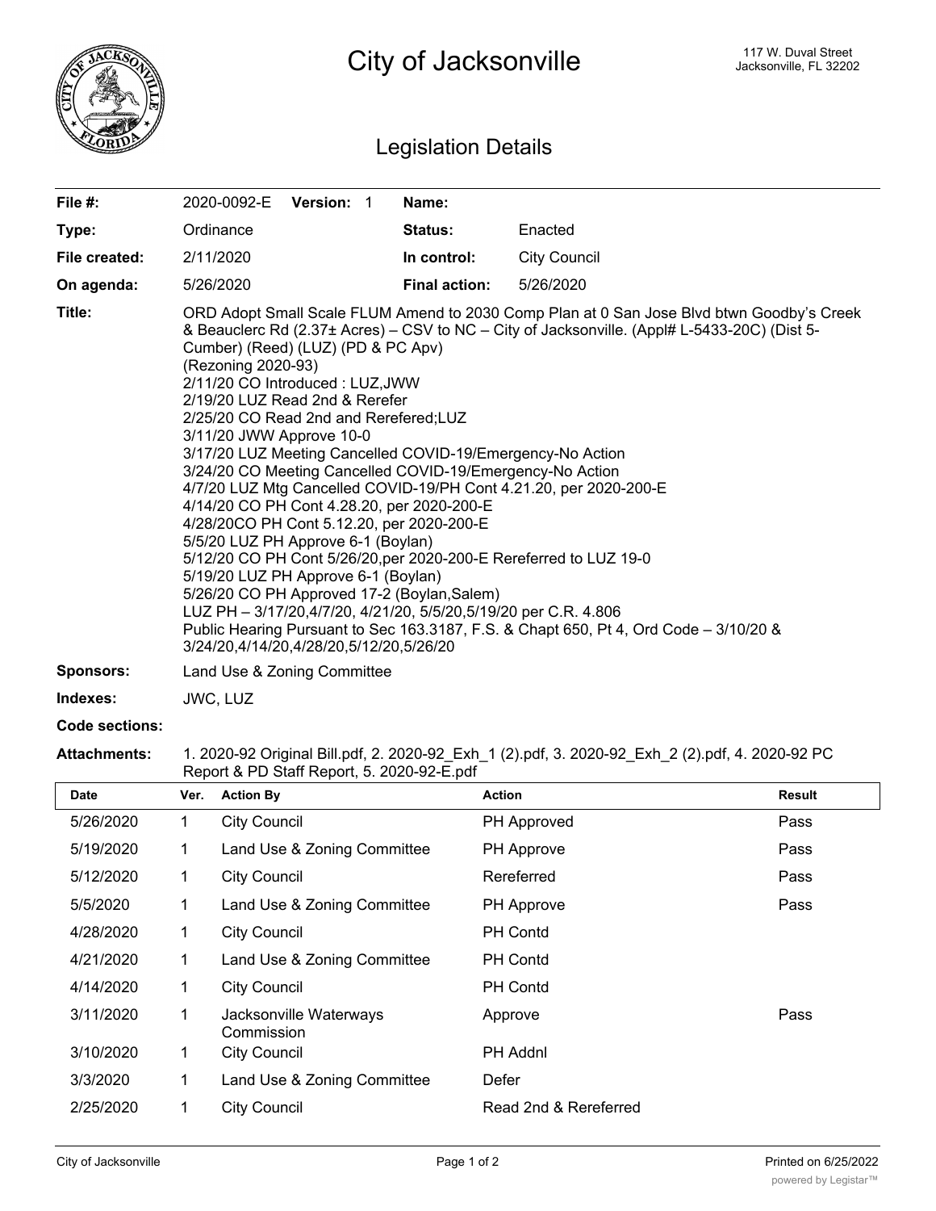# City of Jacksonville

117 W. Duval Street
Jacksonville, FL 32202

## Legislation Details

| | | | |
|---|---|---|---|
| **File #:** | 2020-0092-E **Version:** 1 | **Name:** | |
| **Type:** | Ordinance | **Status:** | Enacted |
| **File created:** | 2/11/2020 | **In control:** | City Council |
| **On agenda:** | 5/26/2020 | **Final action:** | 5/26/2020 |

**Title:** ORD Adopt Small Scale FLUM Amend to 2030 Comp Plan at 0 San Jose Blvd btwn Goodby's Creek & Beauclerc Rd (2.37± Acres) – CSV to NC – City of Jacksonville. (Appl# L-5433-20C) (Dist 5-Cumber) (Reed) (LUZ) (PD & PC Apv)
(Rezoning 2020-93)
2/11/20 CO Introduced : LUZ,JWW
2/19/20 LUZ Read 2nd & Rerefer
2/25/20 CO Read 2nd and Rerefered;LUZ
3/11/20 JWW Approve 10-0
3/17/20 LUZ Meeting Cancelled COVID-19/Emergency-No Action
3/24/20 CO Meeting Cancelled COVID-19/Emergency-No Action
4/7/20 LUZ Mtg Cancelled COVID-19/PH Cont 4.21.20, per 2020-200-E
4/14/20 CO PH Cont 4.28.20, per 2020-200-E
4/28/20CO PH Cont 5.12.20, per 2020-200-E
5/5/20 LUZ PH Approve 6-1 (Boylan)
5/12/20 CO PH Cont 5/26/20,per 2020-200-E Rereferred to LUZ 19-0
5/19/20 LUZ PH Approve 6-1 (Boylan)
5/26/20 CO PH Approved 17-2 (Boylan,Salem)
LUZ PH – 3/17/20,4/7/20, 4/21/20, 5/5/20,5/19/20 per C.R. 4.806
Public Hearing Pursuant to Sec 163.3187, F.S. & Chapt 650, Pt 4, Ord Code – 3/10/20 & 3/24/20,4/14/20,4/28/20,5/12/20,5/26/20

**Sponsors:** Land Use & Zoning Committee

**Indexes:** JWC, LUZ

**Code sections:**

**Attachments:** 1. 2020-92 Original Bill.pdf, 2. 2020-92_Exh_1 (2).pdf, 3. 2020-92_Exh_2 (2).pdf, 4. 2020-92 PC Report & PD Staff Report, 5. 2020-92-E.pdf

| Date | Ver. | Action By | Action | Result |
|---|---|---|---|---|
| 5/26/2020 | 1 | City Council | PH Approved | Pass |
| 5/19/2020 | 1 | Land Use & Zoning Committee | PH Approve | Pass |
| 5/12/2020 | 1 | City Council | Rereferred | Pass |
| 5/5/2020 | 1 | Land Use & Zoning Committee | PH Approve | Pass |
| 4/28/2020 | 1 | City Council | PH Contd | |
| 4/21/2020 | 1 | Land Use & Zoning Committee | PH Contd | |
| 4/14/2020 | 1 | City Council | PH Contd | |
| 3/11/2020 | 1 | Jacksonville Waterways Commission | Approve | Pass |
| 3/10/2020 | 1 | City Council | PH Addnl | |
| 3/3/2020 | 1 | Land Use & Zoning Committee | Defer | |
| 2/25/2020 | 1 | City Council | Read 2nd & Rereferred | |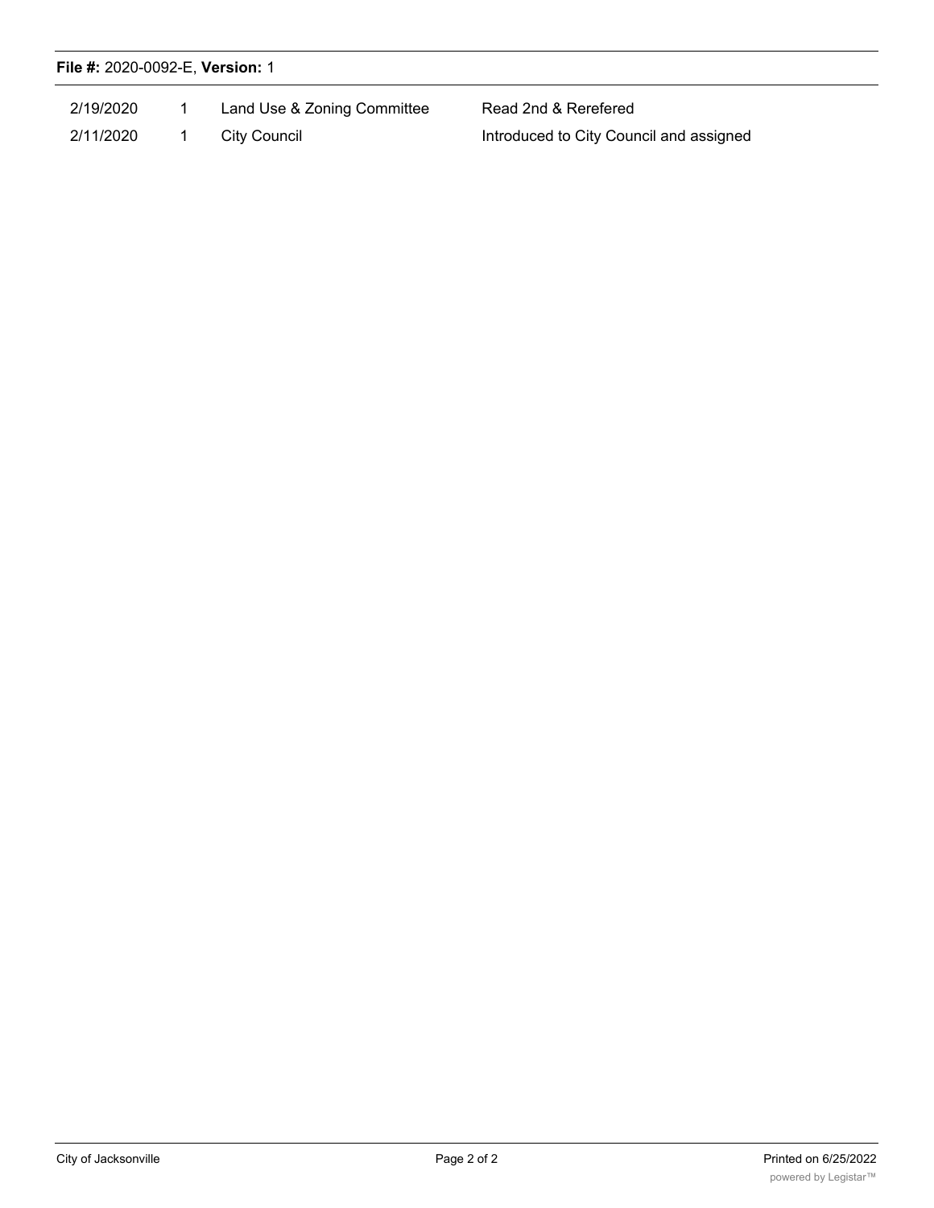**File #:** 2020-0092-E, **Version:** 1

| | | | |
|---|---|---|---|
| 2/19/2020 | 1 | Land Use & Zoning Committee | Read 2nd & Rerefered |
| 2/11/2020 | 1 | City Council | Introduced to City Council and assigned |